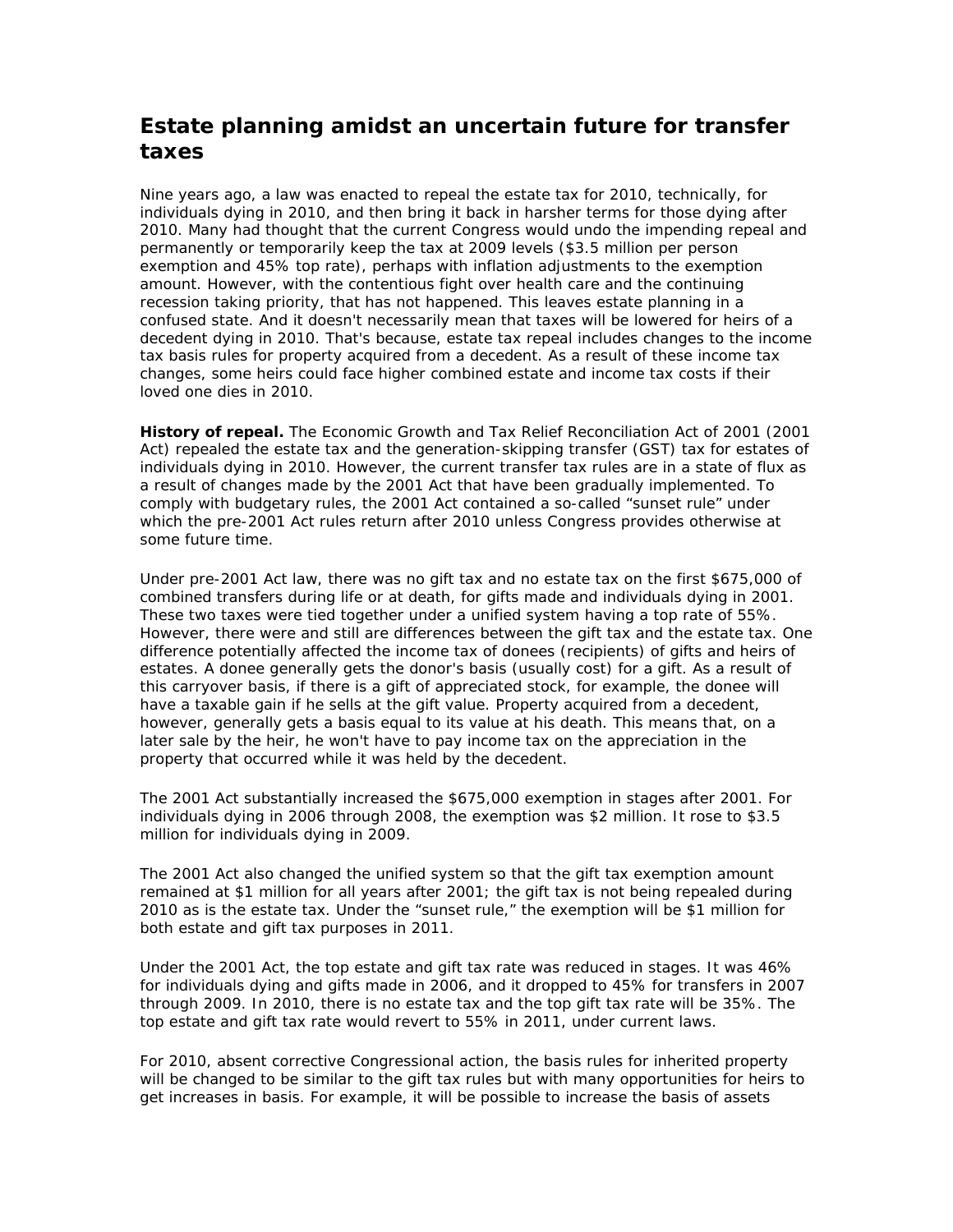# Estate planning amidst an uncertain future for transfer taxes

Nine years ago, a law was enacted to repeal the estate tax for 2010, technically, for individuals dying in 2010, and then bring it back in harsher terms for those dying after 2010. Many had thought that the current Congress would undo the impending repeal and permanently or temporarily keep the tax at 2009 levels ($3.5 million per person exemption and 45% top rate), perhaps with inflation adjustments to the exemption amount. However, with the contentious fight over health care and the continuing recession taking priority, that has not happened. This leaves estate planning in a confused state. And it doesn't necessarily mean that taxes will be lowered for heirs of a decedent dying in 2010. That's because, estate tax repeal includes changes to the income tax basis rules for property acquired from a decedent. As a result of these income tax changes, some heirs could face higher combined estate and income tax costs if their loved one dies in 2010.

**History of repeal.** The Economic Growth and Tax Relief Reconciliation Act of 2001 (2001 Act) repealed the estate tax and the generation-skipping transfer (GST) tax for estates of individuals dying in 2010. However, the current transfer tax rules are in a state of flux as a result of changes made by the 2001 Act that have been gradually implemented. To comply with budgetary rules, the 2001 Act contained a so-called "sunset rule" under which the pre-2001 Act rules return after 2010 unless Congress provides otherwise at some future time.

Under pre-2001 Act law, there was no gift tax and no estate tax on the first $675,000 of combined transfers during life or at death, for gifts made and individuals dying in 2001. These two taxes were tied together under a unified system having a top rate of 55%. However, there were and still are differences between the gift tax and the estate tax. One difference potentially affected the income tax of donees (recipients) of gifts and heirs of estates. A donee generally gets the donor's basis (usually cost) for a gift. As a result of this carryover basis, if there is a gift of appreciated stock, for example, the donee will have a taxable gain if he sells at the gift value. Property acquired from a decedent, however, generally gets a basis equal to its value at his death. This means that, on a later sale by the heir, he won't have to pay income tax on the appreciation in the property that occurred while it was held by the decedent.

The 2001 Act substantially increased the $675,000 exemption in stages after 2001. For individuals dying in 2006 through 2008, the exemption was $2 million. It rose to $3.5 million for individuals dying in 2009.

The 2001 Act also changed the unified system so that the gift tax exemption amount remained at $1 million for all years after 2001; the gift tax is not being repealed during 2010 as is the estate tax. Under the "sunset rule," the exemption will be $1 million for both estate and gift tax purposes in 2011.

Under the 2001 Act, the top estate and gift tax rate was reduced in stages. It was 46% for individuals dying and gifts made in 2006, and it dropped to 45% for transfers in 2007 through 2009. In 2010, there is no estate tax and the top gift tax rate will be 35%. The top estate and gift tax rate would revert to 55% in 2011, under current laws.

For 2010, absent corrective Congressional action, the basis rules for inherited property will be changed to be similar to the gift tax rules but with many opportunities for heirs to get increases in basis. For example, it will be possible to increase the basis of assets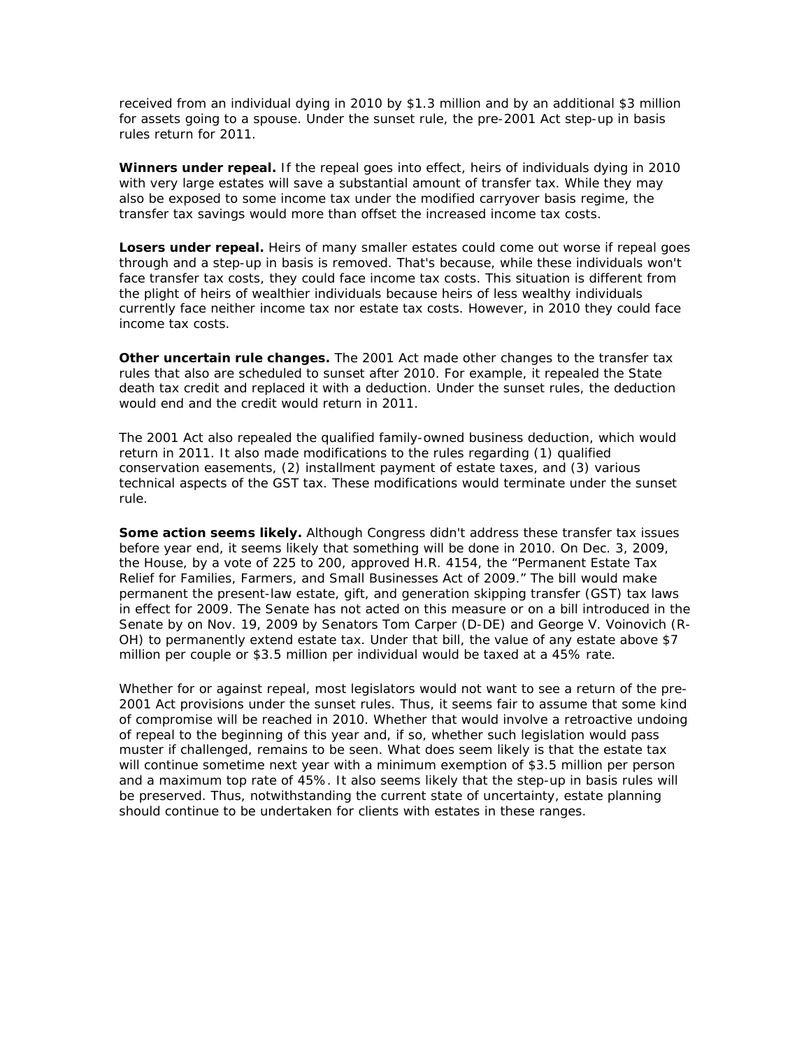received from an individual dying in 2010 by $1.3 million and by an additional $3 million for assets going to a spouse. Under the sunset rule, the pre-2001 Act step-up in basis rules return for 2011.

**Winners under repeal.** If the repeal goes into effect, heirs of individuals dying in 2010 with very large estates will save a substantial amount of transfer tax. While they may also be exposed to some income tax under the modified carryover basis regime, the transfer tax savings would more than offset the increased income tax costs.

**Losers under repeal.** Heirs of many smaller estates could come out worse if repeal goes through and a step-up in basis is removed. That's because, while these individuals won't face transfer tax costs, they could face income tax costs. This situation is different from the plight of heirs of wealthier individuals because heirs of less wealthy individuals currently face neither income tax nor estate tax costs. However, in 2010 they could face income tax costs.

**Other uncertain rule changes.** The 2001 Act made other changes to the transfer tax rules that also are scheduled to sunset after 2010. For example, it repealed the State death tax credit and replaced it with a deduction. Under the sunset rules, the deduction would end and the credit would return in 2011.

The 2001 Act also repealed the qualified family-owned business deduction, which would return in 2011. It also made modifications to the rules regarding (1) qualified conservation easements, (2) installment payment of estate taxes, and (3) various technical aspects of the GST tax. These modifications would terminate under the sunset rule.

**Some action seems likely.** Although Congress didn't address these transfer tax issues before year end, it seems likely that something will be done in 2010. On Dec. 3, 2009, the House, by a vote of 225 to 200, approved H.R. 4154, the "Permanent Estate Tax Relief for Families, Farmers, and Small Businesses Act of 2009." The bill would make permanent the present-law estate, gift, and generation skipping transfer (GST) tax laws in effect for 2009. The Senate has not acted on this measure or on a bill introduced in the Senate by on Nov. 19, 2009 by Senators Tom Carper (D-DE) and George V. Voinovich (R-OH) to permanently extend estate tax. Under that bill, the value of any estate above $7 million per couple or $3.5 million per individual would be taxed at a 45% rate.

Whether for or against repeal, most legislators would not want to see a return of the pre-2001 Act provisions under the sunset rules. Thus, it seems fair to assume that some kind of compromise will be reached in 2010. Whether that would involve a retroactive undoing of repeal to the beginning of this year and, if so, whether such legislation would pass muster if challenged, remains to be seen. What does seem likely is that the estate tax will continue sometime next year with a minimum exemption of $3.5 million per person and a maximum top rate of 45%. It also seems likely that the step-up in basis rules will be preserved. Thus, notwithstanding the current state of uncertainty, estate planning should continue to be undertaken for clients with estates in these ranges.